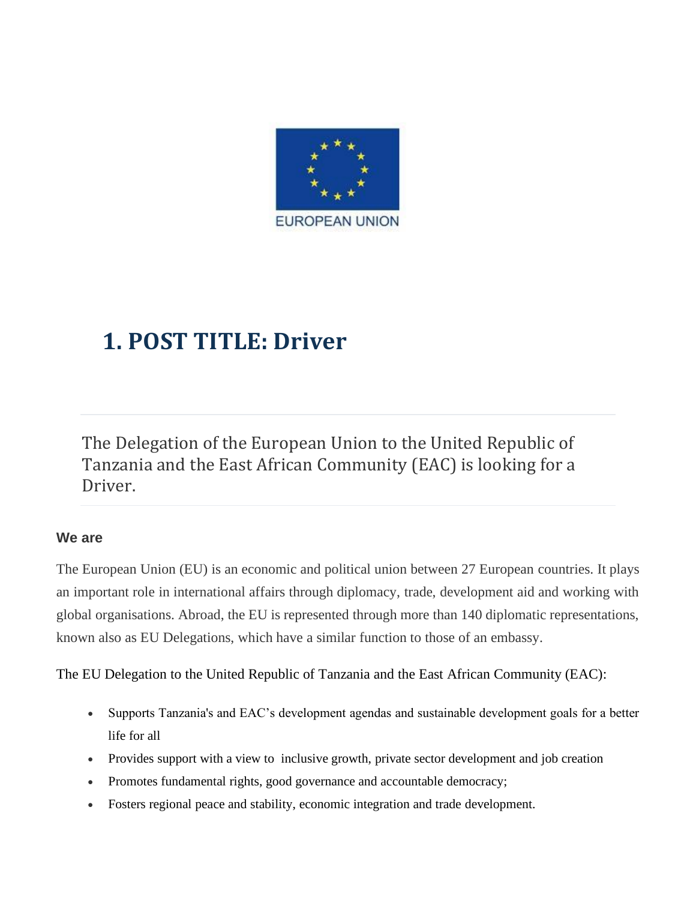# 1. POST TITLE: Driver

The Delegation of the European Union to the United Republic of Tanzania and the East African Community (EAC) is looking for a Driver.

### We are

The European Union (EU) is an economic and political union between 27 European countries. It plays an important role in international affairs through diplomacy, trade, development aid and working with global organisations. Abroad, the EU is represented through more than 140 diplomatic representations, known also as EU Delegations, which have a similar function to those of an embassy.

The EU Delegation to the United Republic of Tanzania and the East African Community (EAC):

- Supports Tanzania's and EAC's development agendas and sustainable development goals for a better life for all
- Provides support with a view to inclusive growth, private sector development and job creation
- Promotes fundamental rights, good governance and accountable democracy;
- Fosters regional peace and stability, economic integration and trade development.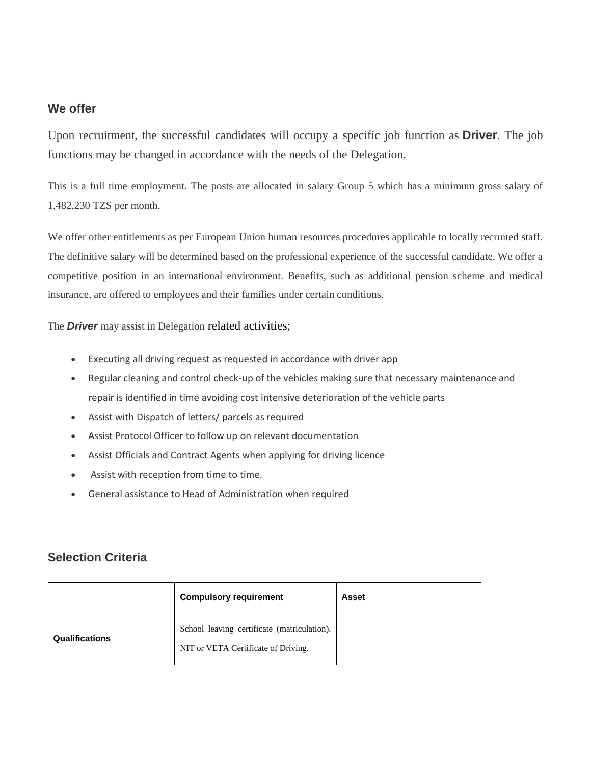## We offer

Upon recruitment, the successful candidates will occupy a specific job function as **Driver**. The job functions may be changed in accordance with the needs of the Delegation.

This is a full time employment. The posts are allocated in salary Group 5 which has a minimum gross salary of 1,482,230 TZS per month.

We offer other entitlements as per European Union human resources procedures applicable to locally recruited staff. The definitive salary will be determined based on the professional experience of the successful candidate. We offer a competitive position in an international environment. Benefits, such as additional pension scheme and medical insurance, are offered to employees and their families under certain conditions.

The ***Driver*** may assist in Delegation related activities;

- Executing all driving request as requested in accordance with driver app
- Regular cleaning and control check-up of the vehicles making sure that necessary maintenance and repair is identified in time avoiding cost intensive deterioration of the vehicle parts
- Assist with Dispatch of letters/ parcels as required
- Assist Protocol Officer to follow up on relevant documentation
- Assist Officials and Contract Agents when applying for driving licence
- Assist with reception from time to time.
- General assistance to Head of Administration when required

## Selection Criteria

| | **Compulsory requirement** | **Asset** |
|---|---|---|
| **Qualifications** | School leaving certificate (matriculation). NIT or VETA Certificate of Driving. | |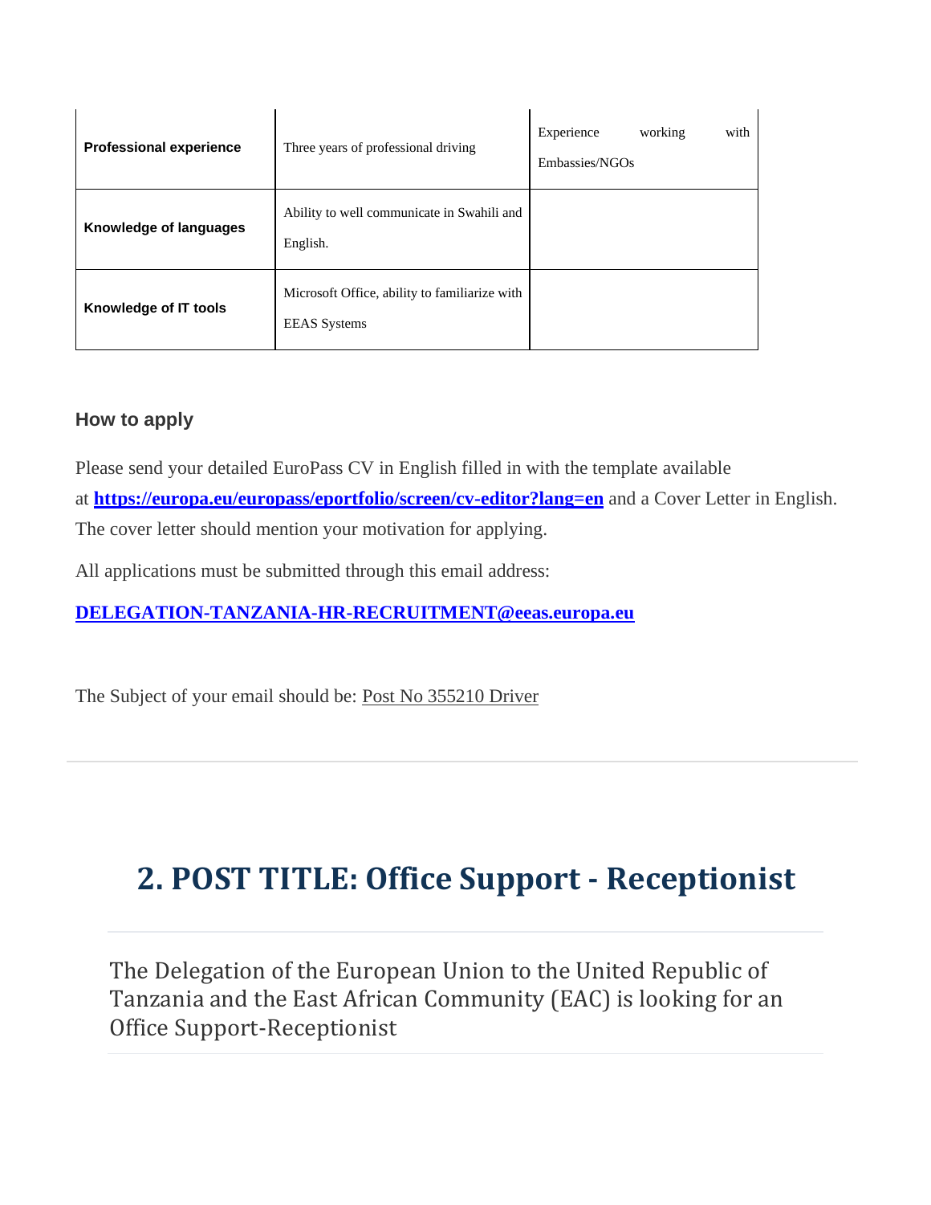| | | |
|---|---|---|
| **Professional experience** | Three years of professional driving | Experience working with Embassies/NGOs |
| **Knowledge of languages** | Ability to well communicate in Swahili and English. | |
| **Knowledge of IT tools** | Microsoft Office, ability to familiarize with EEAS Systems | |

### How to apply

Please send your detailed EuroPass CV in English filled in with the template available at **https://europa.eu/europass/eportfolio/screen/cv-editor?lang=en** and a Cover Letter in English. The cover letter should mention your motivation for applying.

All applications must be submitted through this email address:

**DELEGATION-TANZANIA-HR-RECRUITMENT@eeas.europa.eu**

The Subject of your email should be: Post No 355210 Driver

---

## 2. POST TITLE: Office Support - Receptionist

The Delegation of the European Union to the United Republic of Tanzania and the East African Community (EAC) is looking for an Office Support-Receptionist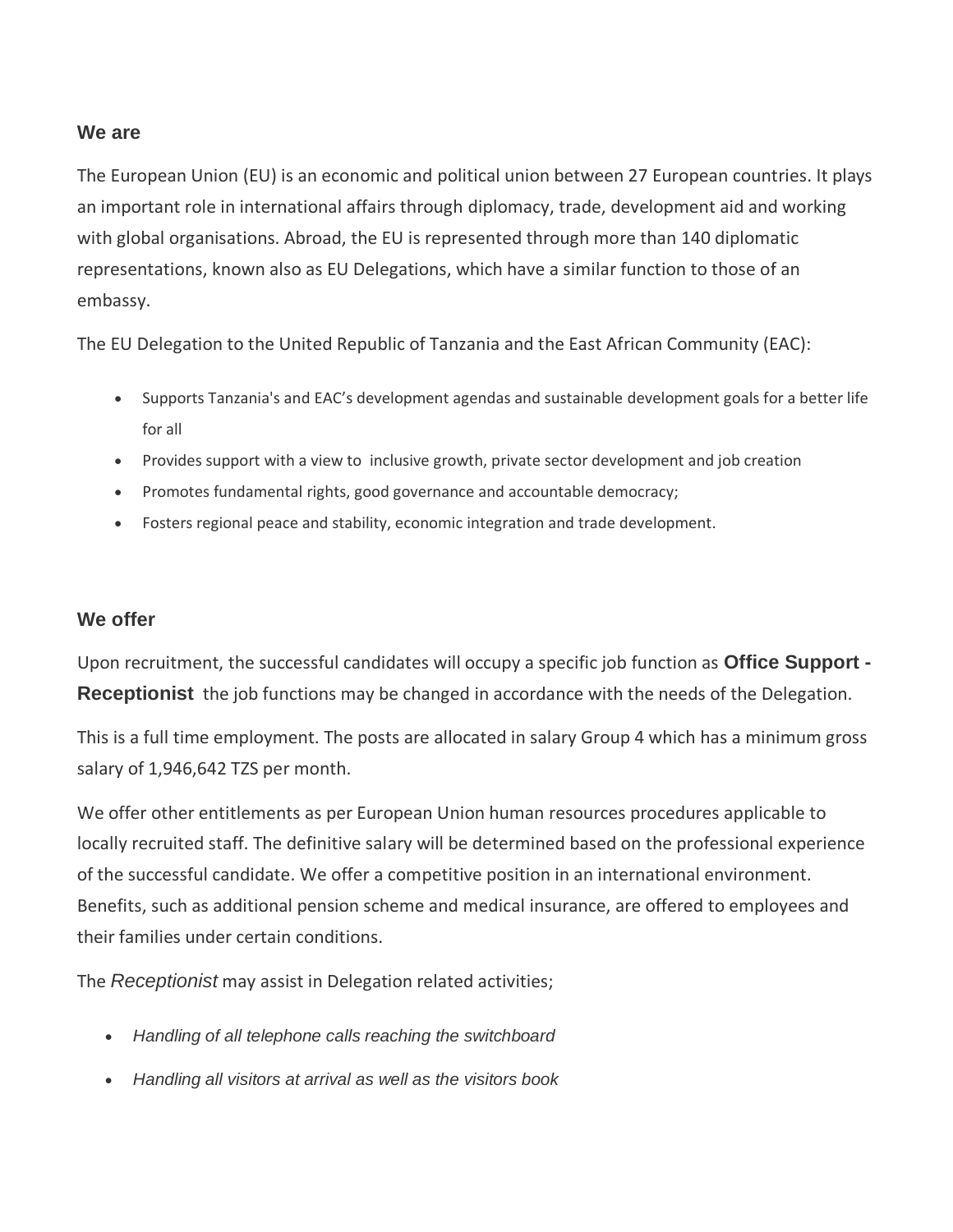### We are

The European Union (EU) is an economic and political union between 27 European countries. It plays an important role in international affairs through diplomacy, trade, development aid and working with global organisations. Abroad, the EU is represented through more than 140 diplomatic representations, known also as EU Delegations, which have a similar function to those of an embassy.

The EU Delegation to the United Republic of Tanzania and the East African Community (EAC):

- Supports Tanzania's and EAC's development agendas and sustainable development goals for a better life for all
- Provides support with a view to inclusive growth, private sector development and job creation
- Promotes fundamental rights, good governance and accountable democracy;
- Fosters regional peace and stability, economic integration and trade development.

### We offer

Upon recruitment, the successful candidates will occupy a specific job function as **Office Support - Receptionist** the job functions may be changed in accordance with the needs of the Delegation.

This is a full time employment. The posts are allocated in salary Group 4 which has a minimum gross salary of 1,946,642 TZS per month.

We offer other entitlements as per European Union human resources procedures applicable to locally recruited staff. The definitive salary will be determined based on the professional experience of the successful candidate. We offer a competitive position in an international environment. Benefits, such as additional pension scheme and medical insurance, are offered to employees and their families under certain conditions.

The *Receptionist* may assist in Delegation related activities;

- *Handling of all telephone calls reaching the switchboard*
- *Handling all visitors at arrival as well as the visitors book*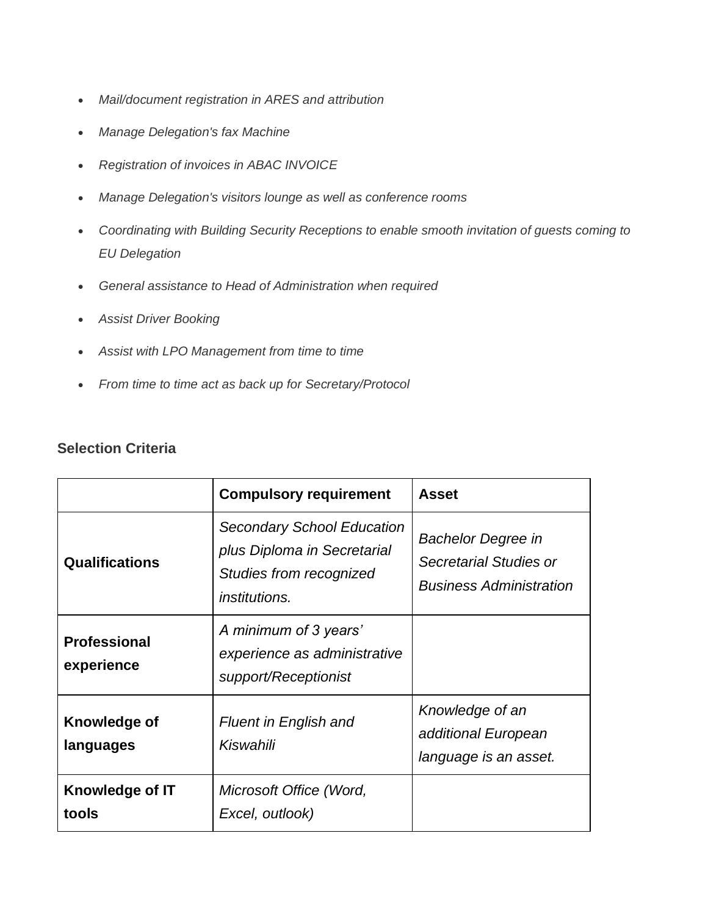- *Mail/document registration in ARES and attribution*
- *Manage Delegation's fax Machine*
- *Registration of invoices in ABAC INVOICE*
- *Manage Delegation's visitors lounge as well as conference rooms*
- *Coordinating with Building Security Receptions to enable smooth invitation of guests coming to EU Delegation*
- *General assistance to Head of Administration when required*
- *Assist Driver Booking*
- *Assist with LPO Management from time to time*
- *From time to time act as back up for Secretary/Protocol*

### Selection Criteria

| | **Compulsory requirement** | **Asset** |
|---|---|---|
| **Qualifications** | *Secondary School Education plus Diploma in Secretarial Studies from recognized institutions.* | *Bachelor Degree in Secretarial Studies or Business Administration* |
| **Professional experience** | *A minimum of 3 years' experience as administrative support/Receptionist* | |
| **Knowledge of languages** | *Fluent in English and Kiswahili* | *Knowledge of an additional European language is an asset.* |
| **Knowledge of IT tools** | *Microsoft Office (Word, Excel, outlook)* | |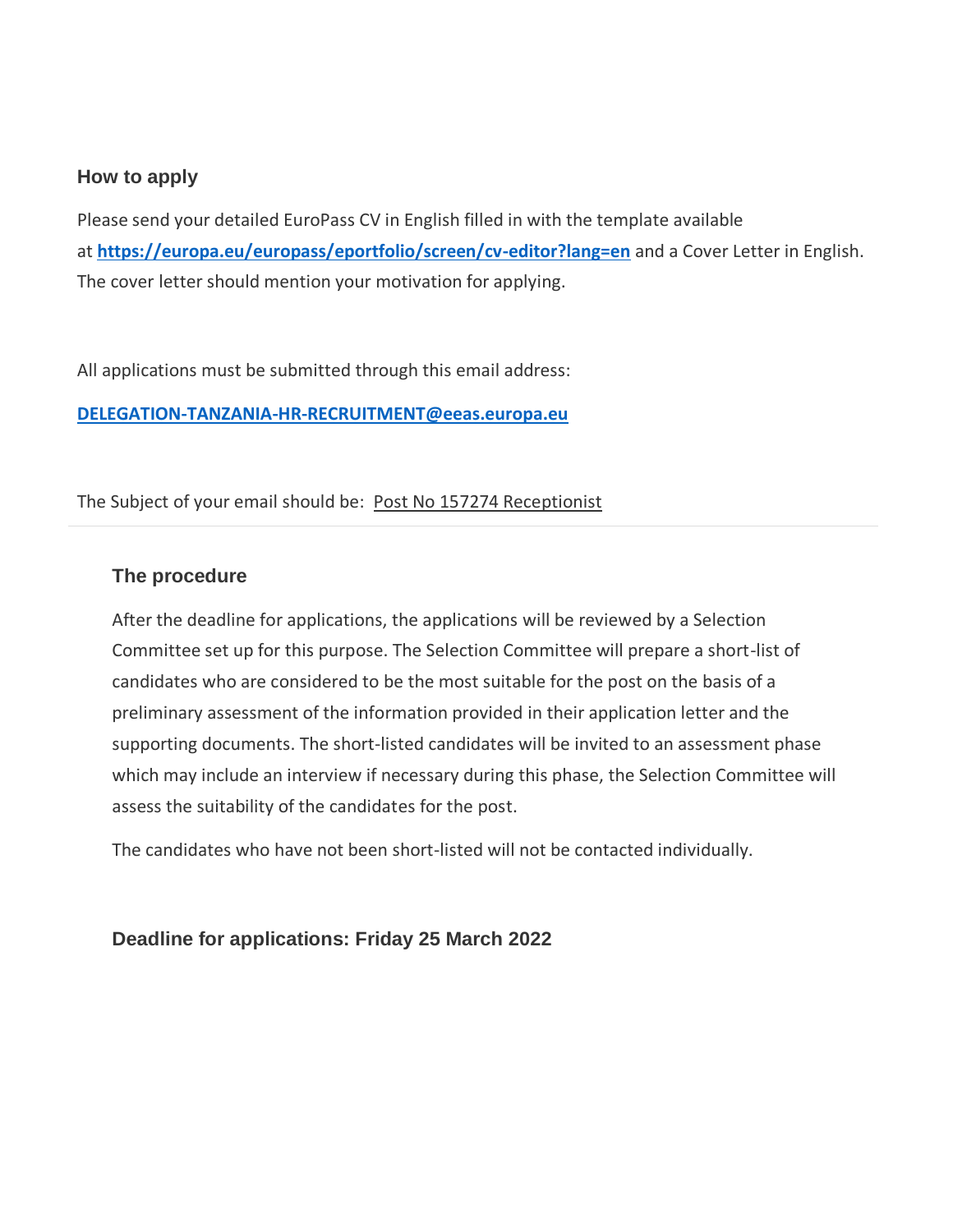### How to apply

Please send your detailed EuroPass CV in English filled in with the template available at **https://europa.eu/europass/eportfolio/screen/cv-editor?lang=en** and a Cover Letter in English. The cover letter should mention your motivation for applying.

All applications must be submitted through this email address:

**DELEGATION-TANZANIA-HR-RECRUITMENT@eeas.europa.eu**

The Subject of your email should be: Post No 157274 Receptionist

---

### The procedure

After the deadline for applications, the applications will be reviewed by a Selection Committee set up for this purpose. The Selection Committee will prepare a short-list of candidates who are considered to be the most suitable for the post on the basis of a preliminary assessment of the information provided in their application letter and the supporting documents. The short-listed candidates will be invited to an assessment phase which may include an interview if necessary during this phase, the Selection Committee will assess the suitability of the candidates for the post.

The candidates who have not been short-listed will not be contacted individually.

### Deadline for applications: Friday 25 March 2022